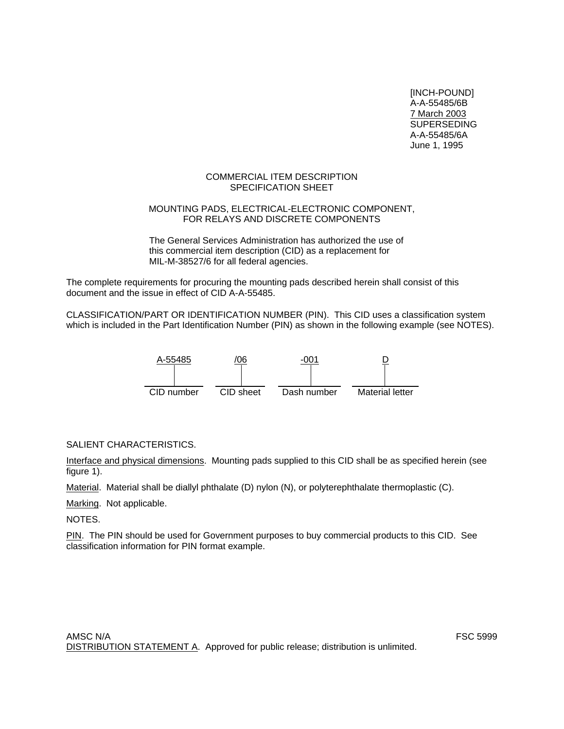[INCH-POUND]
A-A-55485/6B
7 March 2003
SUPERSEDING
A-A-55485/6A
June 1, 1995

COMMERCIAL ITEM DESCRIPTION
SPECIFICATION SHEET

MOUNTING PADS, ELECTRICAL-ELECTRONIC COMPONENT,
FOR RELAYS AND DISCRETE COMPONENTS

The General Services Administration has authorized the use of this commercial item description (CID) as a replacement for MIL-M-38527/6 for all federal agencies.

The complete requirements for procuring the mounting pads described herein shall consist of this document and the issue in effect of CID A-A-55485.

CLASSIFICATION/PART OR IDENTIFICATION NUMBER (PIN). This CID uses a classification system which is included in the Part Identification Number (PIN) as shown in the following example (see NOTES).

| A-55485 | /06 | -001 | D |
|---|---|---|---|
| CID number | CID sheet | Dash number | Material letter |

SALIENT CHARACTERISTICS.

Interface and physical dimensions. Mounting pads supplied to this CID shall be as specified herein (see figure 1).

Material. Material shall be diallyl phthalate (D) nylon (N), or polyterephthalate thermoplastic (C).

Marking. Not applicable.

NOTES.

PIN. The PIN should be used for Government purposes to buy commercial products to this CID. See classification information for PIN format example.

AMSC N/A FSC 5999

DISTRIBUTION STATEMENT A. Approved for public release; distribution is unlimited.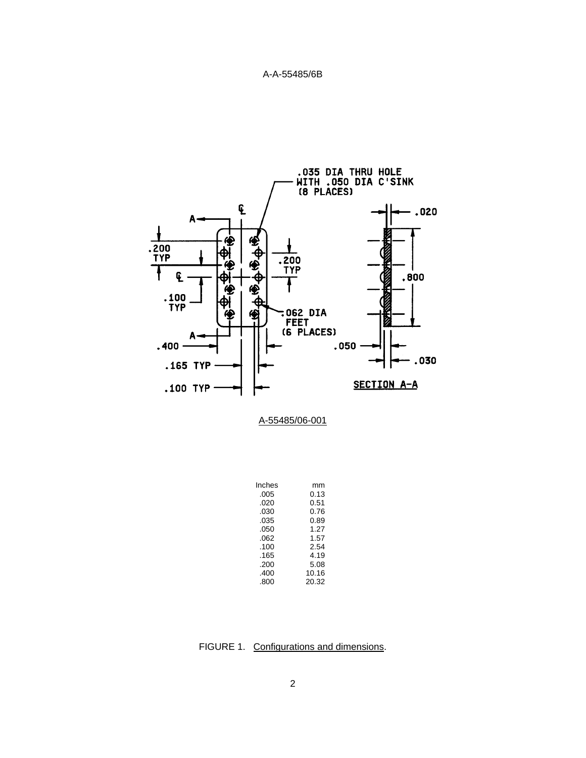A-55485/06-001

| Inches | mm |
| --- | --- |
| .005 | 0.13 |
| .020 | 0.51 |
| .030 | 0.76 |
| .035 | 0.89 |
| .050 | 1.27 |
| .062 | 1.57 |
| .100 | 2.54 |
| .165 | 4.19 |
| .200 | 5.08 |
| .400 | 10.16 |
| .800 | 20.32 |

FIGURE 1. Configurations and dimensions.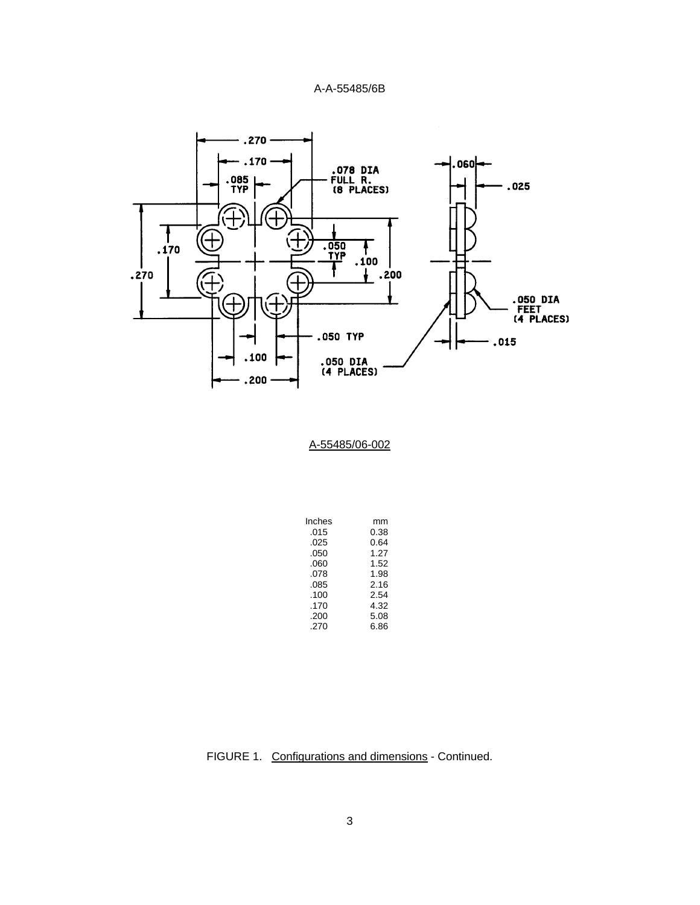A-55485/06-002

| Inches | mm |
|---|---|
| .015 | 0.38 |
| .025 | 0.64 |
| .050 | 1.27 |
| .060 | 1.52 |
| .078 | 1.98 |
| .085 | 2.16 |
| .100 | 2.54 |
| .170 | 4.32 |
| .200 | 5.08 |
| .270 | 6.86 |

FIGURE 1. Configurations and dimensions - Continued.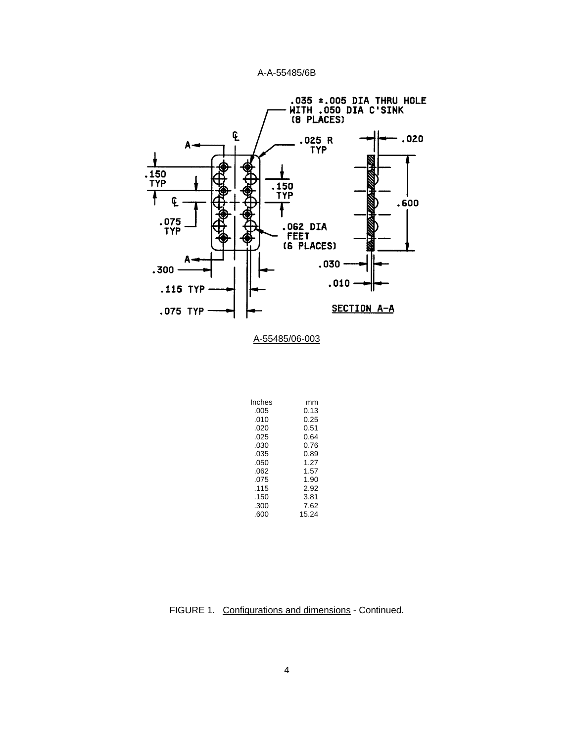.035 ±.005 DIA THRU HOLE WITH .050 DIA C'SINK (8 PLACES)

.025 R TYP

.020

.150 TYP

.150 TYP

.600

.075 TYP

.062 DIA FEET (6 PLACES)

.300

.030

.010

.115 TYP

.075 TYP

SECTION A-A

A-55485/06-003

| Inches | mm |
|---|---|
| .005 | 0.13 |
| .010 | 0.25 |
| .020 | 0.51 |
| .025 | 0.64 |
| .030 | 0.76 |
| .035 | 0.89 |
| .050 | 1.27 |
| .062 | 1.57 |
| .075 | 1.90 |
| .115 | 2.92 |
| .150 | 3.81 |
| .300 | 7.62 |
| .600 | 15.24 |

FIGURE 1. Configurations and dimensions - Continued.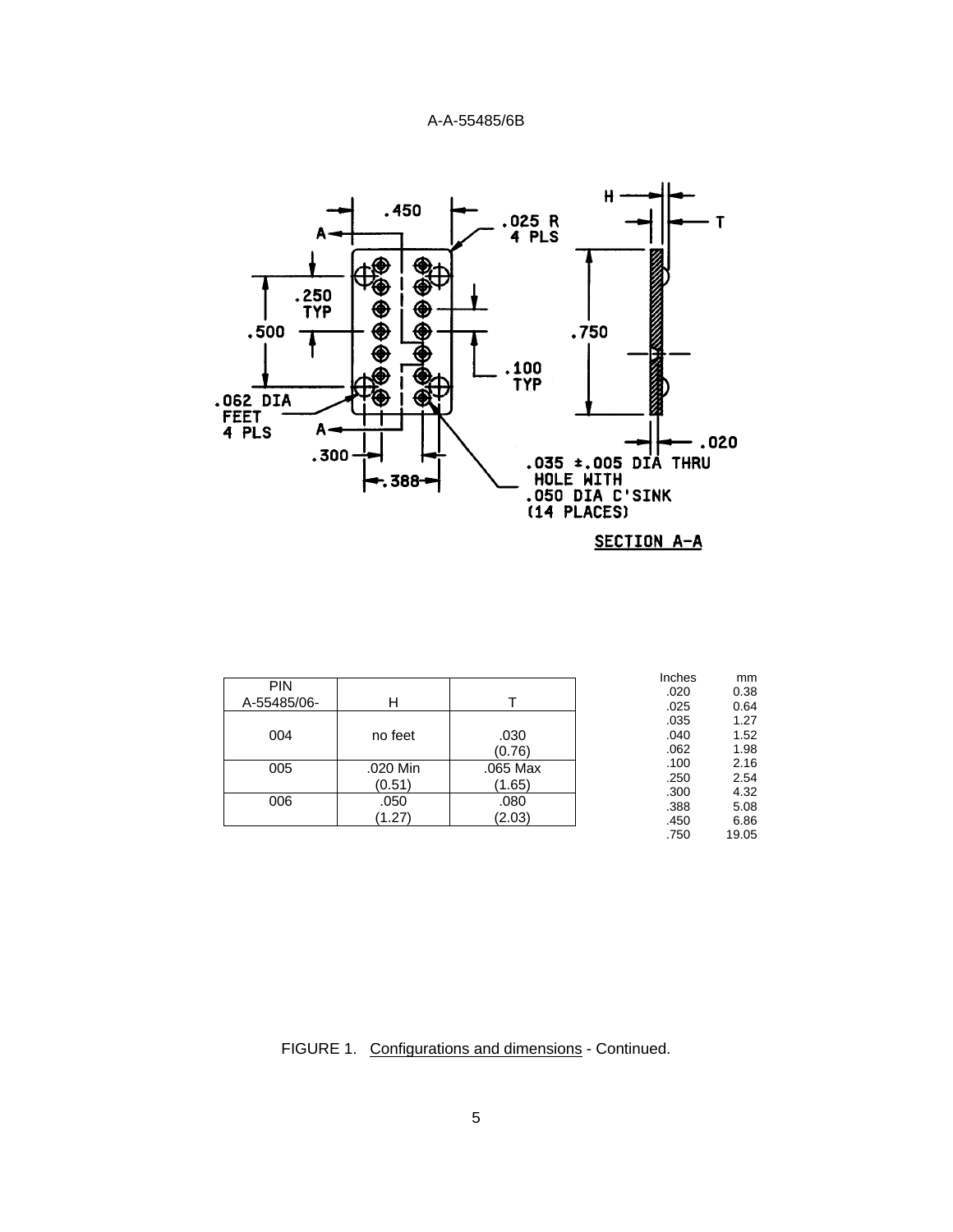.450

.025 R
4 PLS

A

.250
TYP

.500

.100
TYP

.750

.062 DIA
FEET
4 PLS

A

.020

.300

.388

.035 ±.005 DIA THRU
HOLE WITH
.050 DIA C'SINK
(14 PLACES)

H

T

SECTION A-A

| PIN A-55485/06- | H | T |
|---|---|---|
| 004 | no feet | .030 (0.76) |
| 005 | .020 Min (0.51) | .065 Max (1.65) |
| 006 | .050 (1.27) | .080 (2.03) |

| Inches | mm |
|---|---|
| .020 | 0.38 |
| .025 | 0.64 |
| .035 | 1.27 |
| .040 | 1.52 |
| .062 | 1.98 |
| .100 | 2.16 |
| .250 | 2.54 |
| .300 | 4.32 |
| .388 | 5.08 |
| .450 | 6.86 |
| .750 | 19.05 |

FIGURE 1. Configurations and dimensions - Continued.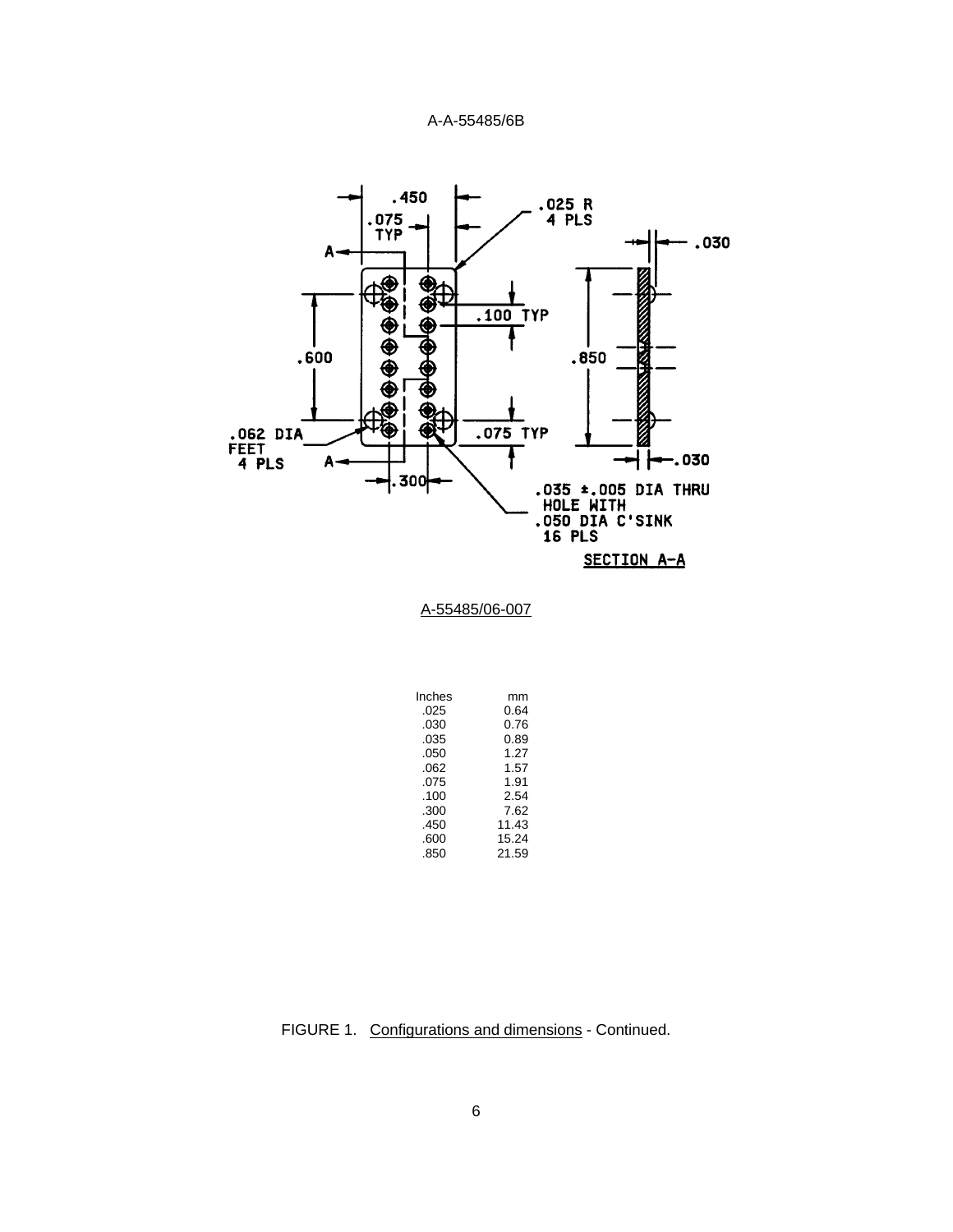.450

.075 TYP

.025 R 4 PLS

.030

A

.600

.100 TYP

.850

.062 DIA FEET 4 PLS

.075 TYP

A

.300

.030

.035 ±.005 DIA THRU HOLE WITH .050 DIA C'SINK 16 PLS

SECTION A-A

A-55485/06-007

| Inches | mm |
|---|---|
| .025 | 0.64 |
| .030 | 0.76 |
| .035 | 0.89 |
| .050 | 1.27 |
| .062 | 1.57 |
| .075 | 1.91 |
| .100 | 2.54 |
| .300 | 7.62 |
| .450 | 11.43 |
| .600 | 15.24 |
| .850 | 21.59 |

FIGURE 1. Configurations and dimensions - Continued.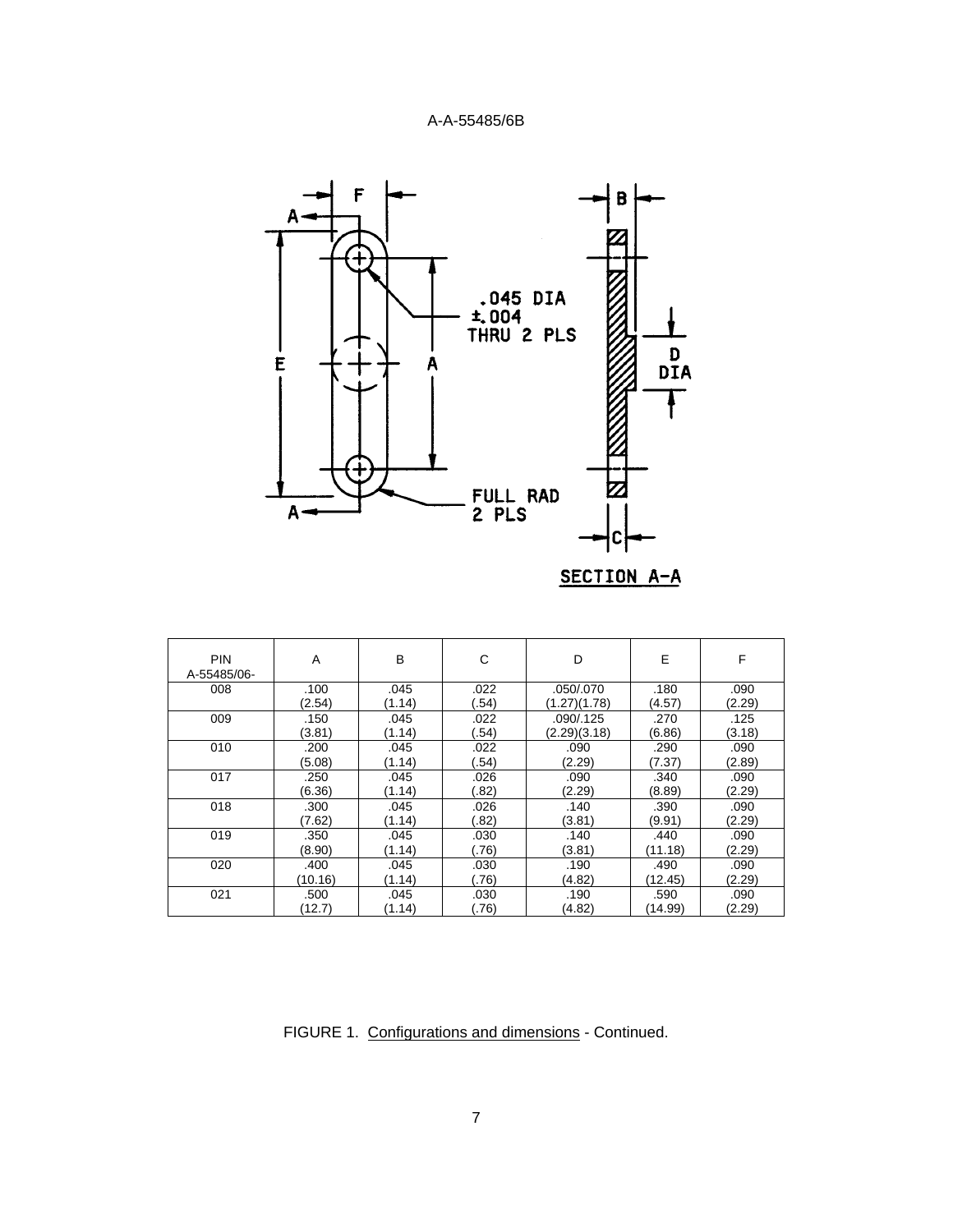.045 DIA ±.004 THRU 2 PLS

FULL RAD 2 PLS

SECTION A-A

| PIN A-55485/06- | A | B | C | D | E | F |
|---|---|---|---|---|---|---|
| 008 | .100 (2.54) | .045 (1.14) | .022 (.54) | .050/.070 (1.27)(1.78) | .180 (4.57) | .090 (2.29) |
| 009 | .150 (3.81) | .045 (1.14) | .022 (.54) | .090/.125 (2.29)(3.18) | .270 (6.86) | .125 (3.18) |
| 010 | .200 (5.08) | .045 (1.14) | .022 (.54) | .090 (2.29) | .290 (7.37) | .090 (2.89) |
| 017 | .250 (6.36) | .045 (1.14) | .026 (.82) | .090 (2.29) | .340 (8.89) | .090 (2.29) |
| 018 | .300 (7.62) | .045 (1.14) | .026 (.82) | .140 (3.81) | .390 (9.91) | .090 (2.29) |
| 019 | .350 (8.90) | .045 (1.14) | .030 (.76) | .140 (3.81) | .440 (11.18) | .090 (2.29) |
| 020 | .400 (10.16) | .045 (1.14) | .030 (.76) | .190 (4.82) | .490 (12.45) | .090 (2.29) |
| 021 | .500 (12.7) | .045 (1.14) | .030 (.76) | .190 (4.82) | .590 (14.99) | .090 (2.29) |

FIGURE 1. Configurations and dimensions - Continued.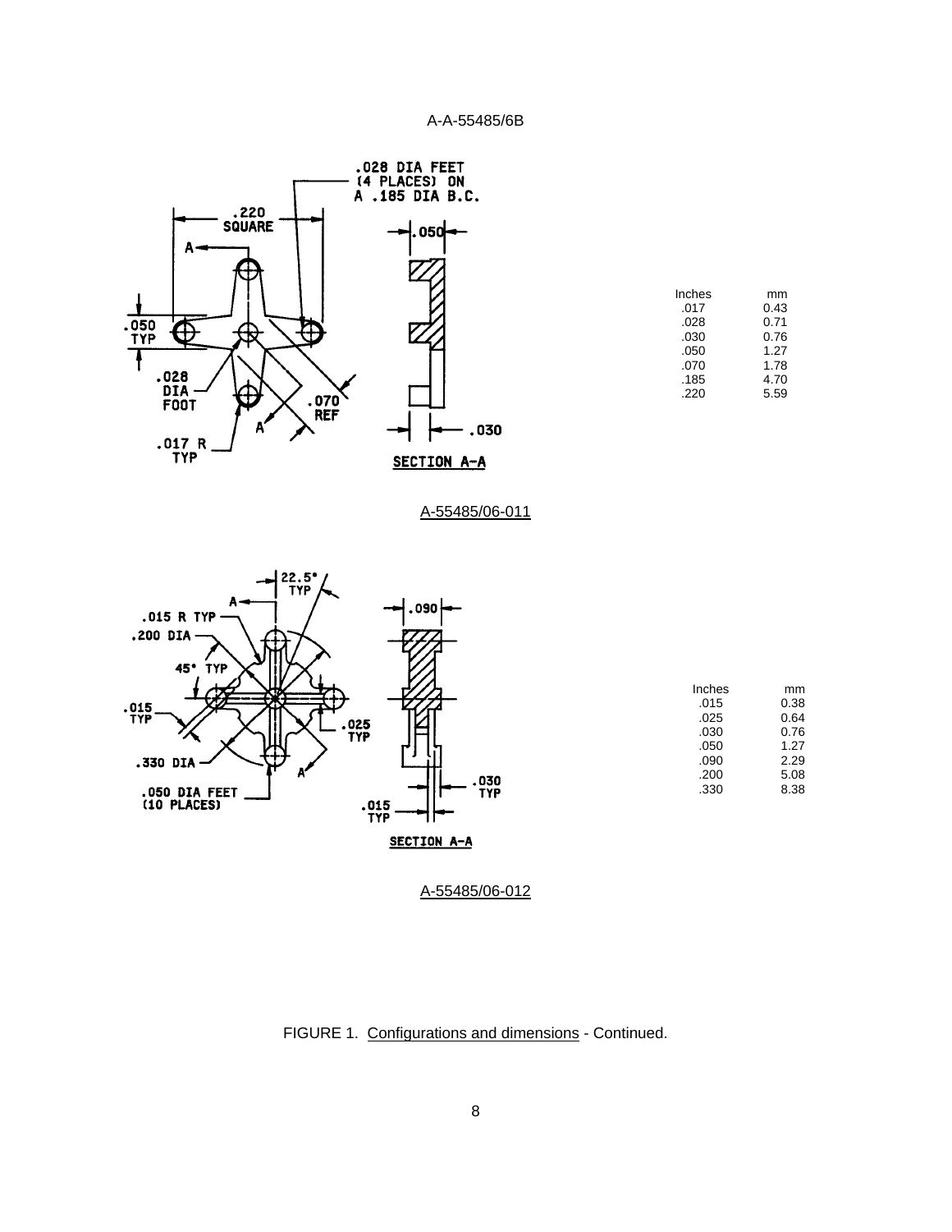| Inches | mm |
| --- | --- |
| .017 | 0.43 |
| .028 | 0.71 |
| .030 | 0.76 |
| .050 | 1.27 |
| .070 | 1.78 |
| .185 | 4.70 |
| .220 | 5.59 |

A-55485/06-011

| Inches | mm |
| --- | --- |
| .015 | 0.38 |
| .025 | 0.64 |
| .030 | 0.76 |
| .050 | 1.27 |
| .090 | 2.29 |
| .200 | 5.08 |
| .330 | 8.38 |

A-55485/06-012

FIGURE 1. Configurations and dimensions - Continued.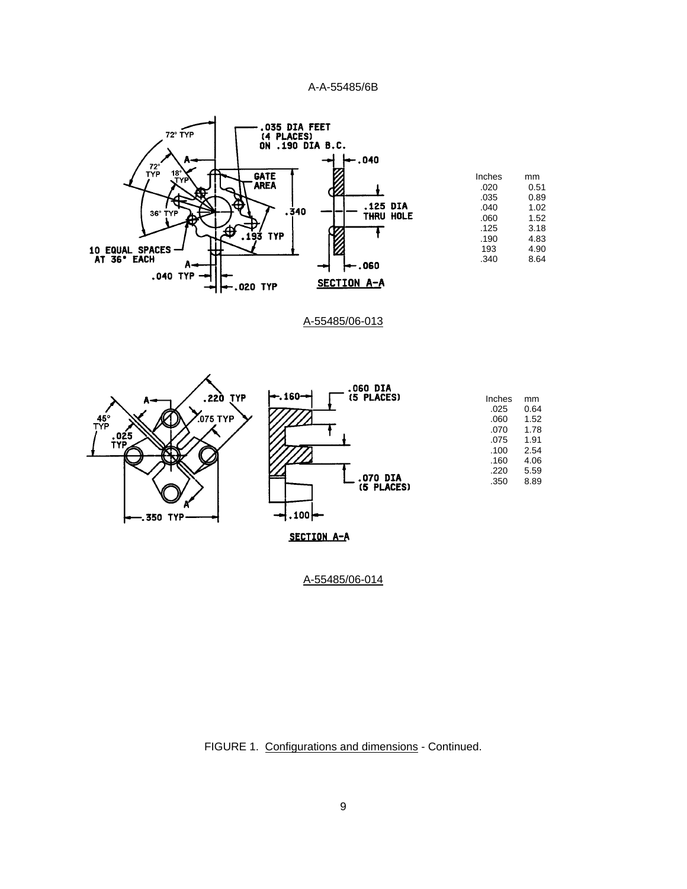| Inches | mm |
| --- | --- |
| .020 | 0.51 |
| .035 | 0.89 |
| .040 | 1.02 |
| .060 | 1.52 |
| .125 | 3.18 |
| .190 | 4.83 |
| 193 | 4.90 |
| .340 | 8.64 |

A-55485/06-013

| Inches | mm |
| --- | --- |
| .025 | 0.64 |
| .060 | 1.52 |
| .070 | 1.78 |
| .075 | 1.91 |
| .100 | 2.54 |
| .160 | 4.06 |
| .220 | 5.59 |
| .350 | 8.89 |

A-55485/06-014

FIGURE 1. Configurations and dimensions - Continued.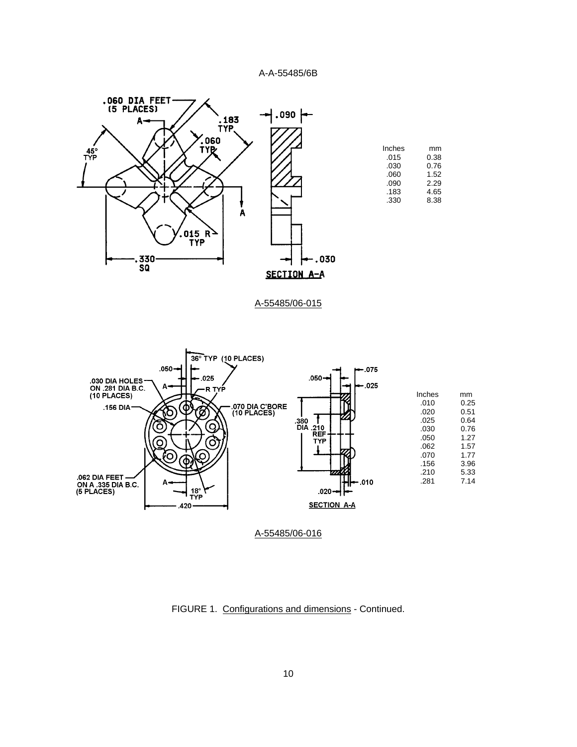.060 DIA FEET (5 PLACES)

A

.183 TYP

.060 TYP

45° TYP

A

.015 R TYP

.330 SQ

.090

.030

SECTION A-A

| Inches | mm |
|---|---|
| .015 | 0.38 |
| .030 | 0.76 |
| .060 | 1.52 |
| .090 | 2.29 |
| .183 | 4.65 |
| .330 | 8.38 |

A-55485/06-015

36° TYP (10 PLACES)

.050

.025

.030 DIA HOLES ON .281 DIA B.C. (10 PLACES)

A

R TYP

.156 DIA

.070 DIA C'BORE (10 PLACES)

.062 DIA FEET ON A .335 DIA B.C. (5 PLACES)

A

18° TYP

.420

.050

.075

.025

.380 DIA

.210 REF TYP

.010

.020

SECTION A-A

| Inches | mm |
|---|---|
| .010 | 0.25 |
| .020 | 0.51 |
| .025 | 0.64 |
| .030 | 0.76 |
| .050 | 1.27 |
| .062 | 1.57 |
| .070 | 1.77 |
| .156 | 3.96 |
| .210 | 5.33 |
| .281 | 7.14 |

A-55485/06-016

FIGURE 1. Configurations and dimensions - Continued.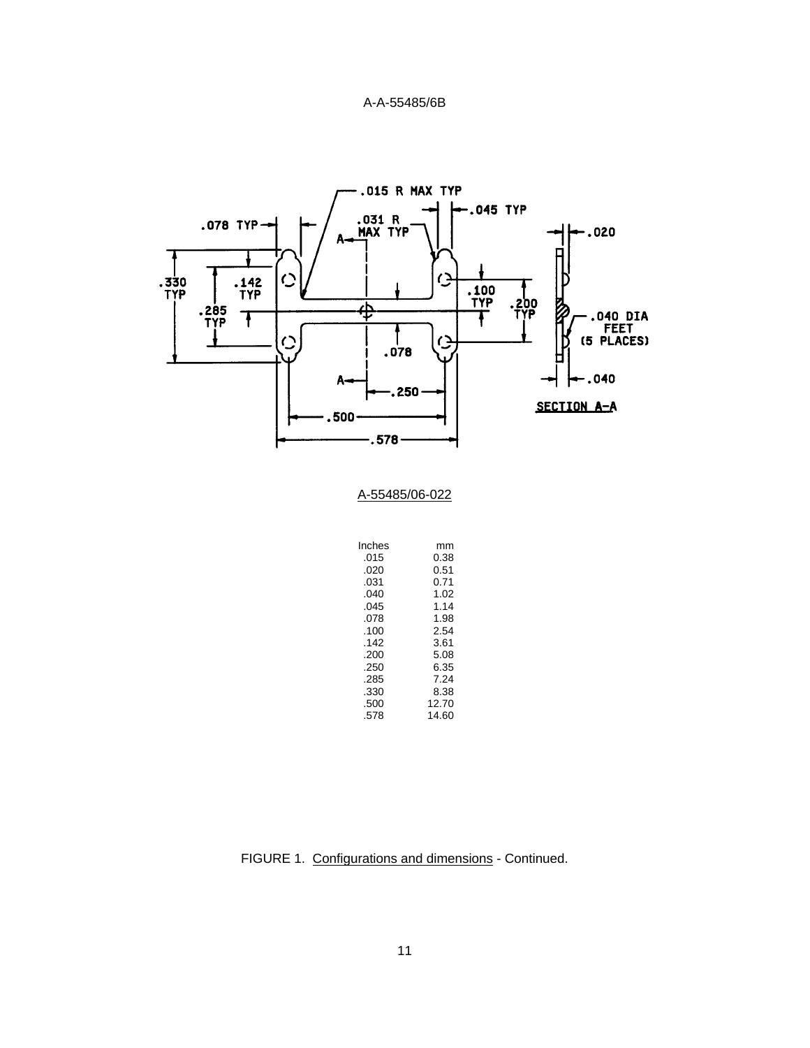A-55485/06-022

| Inches | mm |
|---|---|
| .015 | 0.38 |
| .020 | 0.51 |
| .031 | 0.71 |
| .040 | 1.02 |
| .045 | 1.14 |
| .078 | 1.98 |
| .100 | 2.54 |
| .142 | 3.61 |
| .200 | 5.08 |
| .250 | 6.35 |
| .285 | 7.24 |
| .330 | 8.38 |
| .500 | 12.70 |
| .578 | 14.60 |

FIGURE 1. Configurations and dimensions - Continued.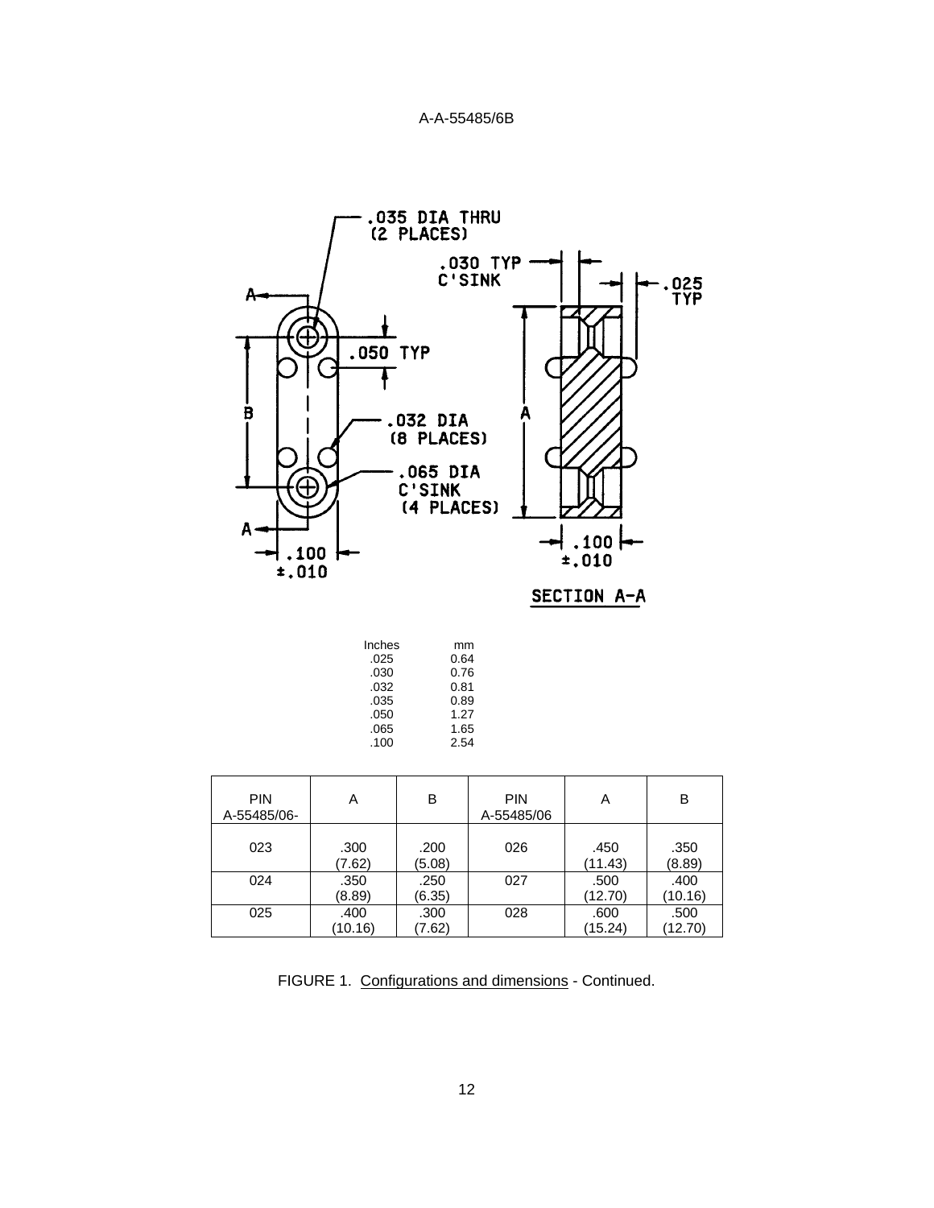.035 DIA THRU
(2 PLACES)

.030 TYP
C'SINK

.025
TYP

.050 TYP

.032 DIA
(8 PLACES)

.065 DIA
C'SINK
(4 PLACES)

.100
±.010

.100
±.010

SECTION A-A

| Inches | mm |
|---|---|
| .025 | 0.64 |
| .030 | 0.76 |
| .032 | 0.81 |
| .035 | 0.89 |
| .050 | 1.27 |
| .065 | 1.65 |
| .100 | 2.54 |

| PIN A-55485/06- | A | B | PIN A-55485/06 | A | B |
|---|---|---|---|---|---|
| 023 | .300 (7.62) | .200 (5.08) | 026 | .450 (11.43) | .350 (8.89) |
| 024 | .350 (8.89) | .250 (6.35) | 027 | .500 (12.70) | .400 (10.16) |
| 025 | .400 (10.16) | .300 (7.62) | 028 | .600 (15.24) | .500 (12.70) |

FIGURE 1. Configurations and dimensions - Continued.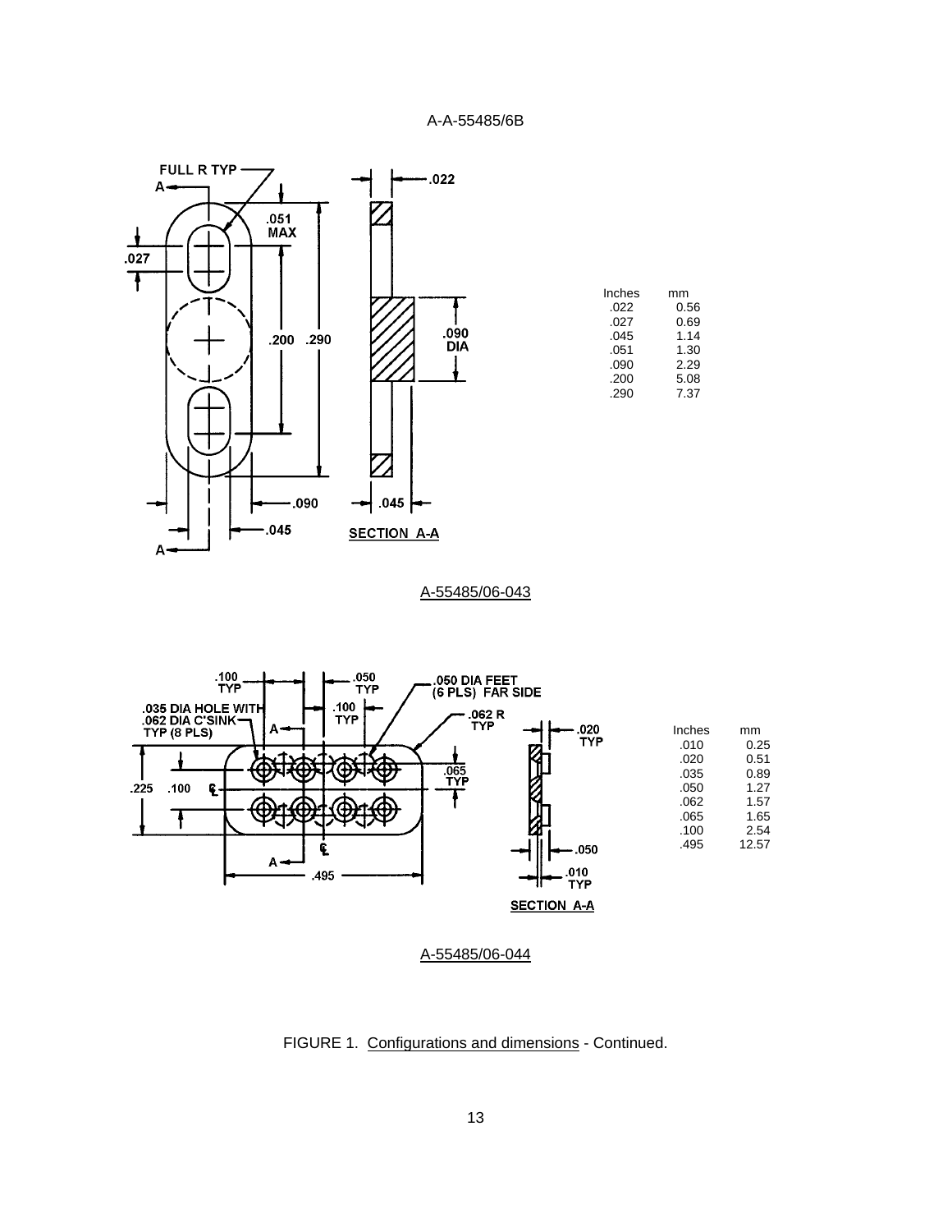| Inches | mm |
|---|---|
| .022 | 0.56 |
| .027 | 0.69 |
| .045 | 1.14 |
| .051 | 1.30 |
| .090 | 2.29 |
| .200 | 5.08 |
| .290 | 7.37 |

A-55485/06-043

| Inches | mm |
|---|---|
| .010 | 0.25 |
| .020 | 0.51 |
| .035 | 0.89 |
| .050 | 1.27 |
| .062 | 1.57 |
| .065 | 1.65 |
| .100 | 2.54 |
| .495 | 12.57 |

A-55485/06-044

FIGURE 1. Configurations and dimensions - Continued.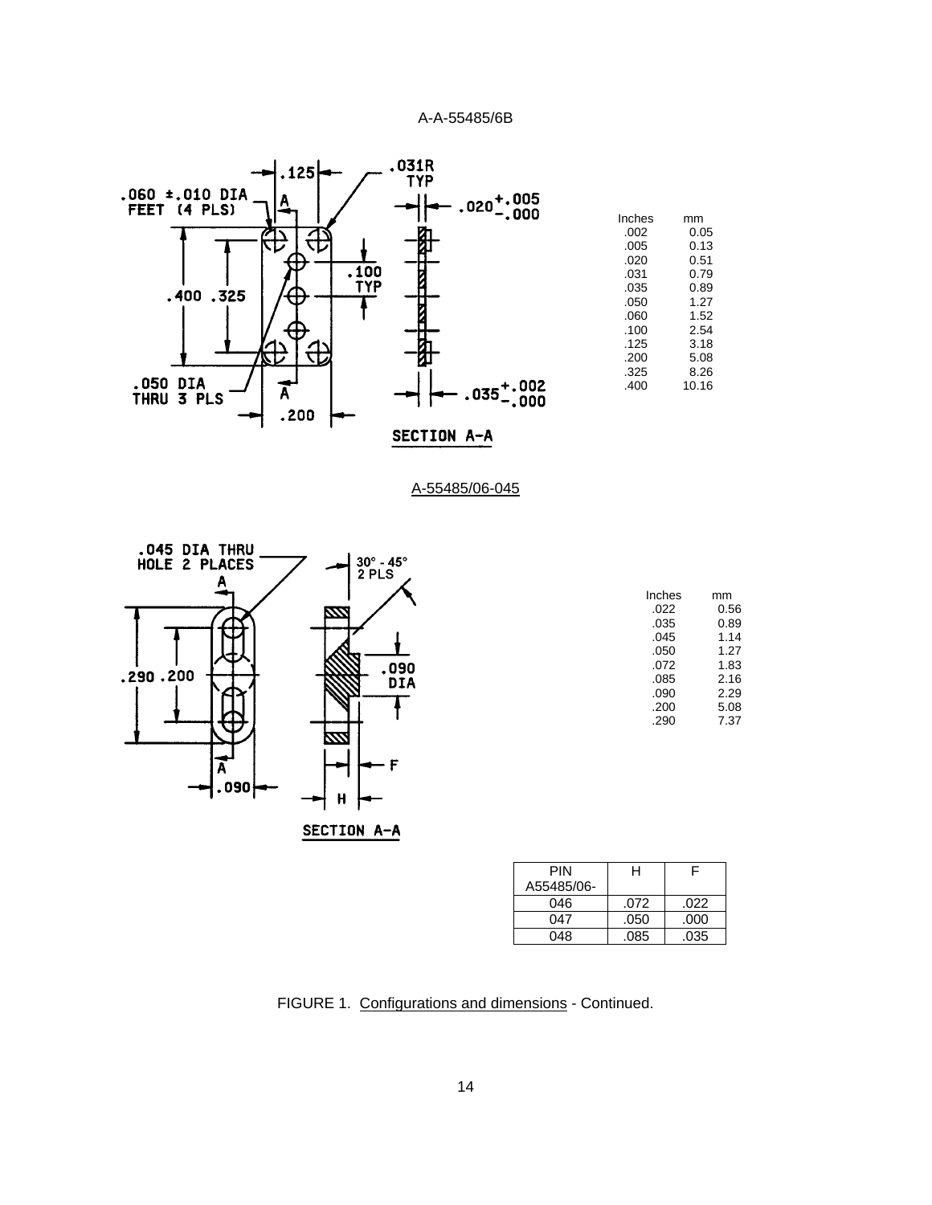| Inches | mm |
|---|---|
| .002 | 0.05 |
| .005 | 0.13 |
| .020 | 0.51 |
| .031 | 0.79 |
| .035 | 0.89 |
| .050 | 1.27 |
| .060 | 1.52 |
| .100 | 2.54 |
| .125 | 3.18 |
| .200 | 5.08 |
| .325 | 8.26 |
| .400 | 10.16 |

A-55485/06-045

| Inches | mm |
|---|---|
| .022 | 0.56 |
| .035 | 0.89 |
| .045 | 1.14 |
| .050 | 1.27 |
| .072 | 1.83 |
| .085 | 2.16 |
| .090 | 2.29 |
| .200 | 5.08 |
| .290 | 7.37 |

| PIN A55485/06- | H | F |
|---|---|---|
| 046 | .072 | .022 |
| 047 | .050 | .000 |
| 048 | .085 | .035 |

FIGURE 1. Configurations and dimensions - Continued.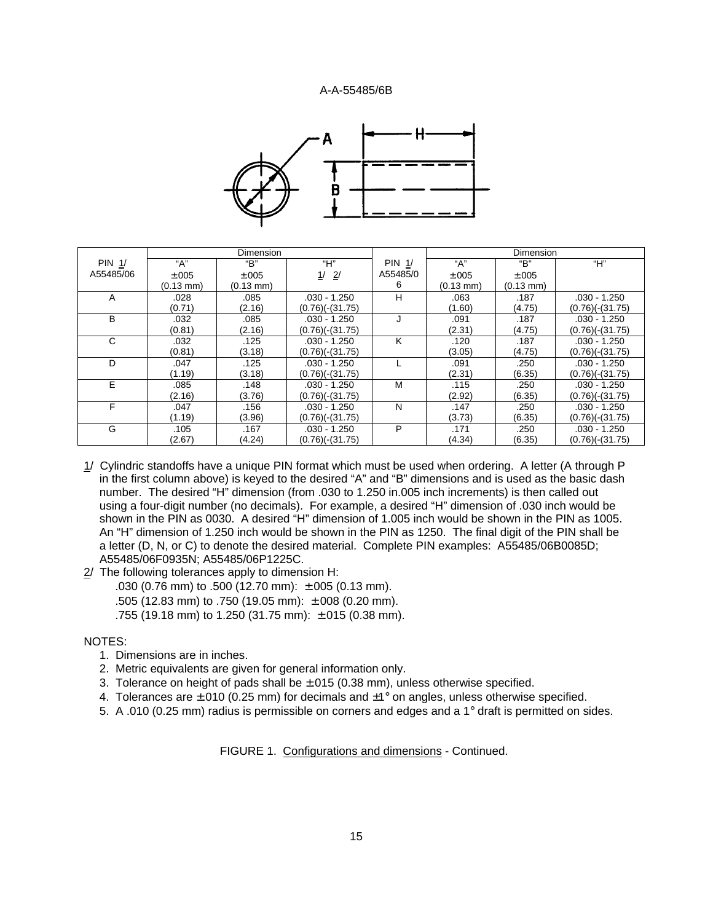| PIN 1/ A55485/06 | Dimension | | | PIN 1/ A55485/06 | Dimension | | |
|---|---|---|---|---|---|---|---|
| | "A" ±.005 (0.13 mm) | "B" ±.005 (0.13 mm) | "H" 1/ 2/ | | "A" ±.005 (0.13 mm) | "B" ±.005 (0.13 mm) | "H" |
| A | .028 (0.71) | .085 (2.16) | .030 - 1.250 (0.76)(-(31.75) | H | .063 (1.60) | .187 (4.75) | .030 - 1.250 (0.76)(-(31.75) |
| B | .032 (0.81) | .085 (2.16) | .030 - 1.250 (0.76)(-(31.75) | J | .091 (2.31) | .187 (4.75) | .030 - 1.250 (0.76)(-(31.75) |
| C | .032 (0.81) | .125 (3.18) | .030 - 1.250 (0.76)(-(31.75) | K | .120 (3.05) | .187 (4.75) | .030 - 1.250 (0.76)(-(31.75) |
| D | .047 (1.19) | .125 (3.18) | .030 - 1.250 (0.76)(-(31.75) | L | .091 (2.31) | .250 (6.35) | .030 - 1.250 (0.76)(-(31.75) |
| E | .085 (2.16) | .148 (3.76) | .030 - 1.250 (0.76)(-(31.75) | M | .115 (2.92) | .250 (6.35) | .030 - 1.250 (0.76)(-(31.75) |
| F | .047 (1.19) | .156 (3.96) | .030 - 1.250 (0.76)(-(31.75) | N | .147 (3.73) | .250 (6.35) | .030 - 1.250 (0.76)(-(31.75) |
| G | .105 (2.67) | .167 (4.24) | .030 - 1.250 (0.76)(-(31.75) | P | .171 (4.34) | .250 (6.35) | .030 - 1.250 (0.76)(-(31.75) |

1/ Cylindric standoffs have a unique PIN format which must be used when ordering. A letter (A through P in the first column above) is keyed to the desired "A" and "B" dimensions and is used as the basic dash number. The desired "H" dimension (from .030 to 1.250 in.005 inch increments) is then called out using a four-digit number (no decimals). For example, a desired "H" dimension of .030 inch would be shown in the PIN as 0030. A desired "H" dimension of 1.005 inch would be shown in the PIN as 1005. An "H" dimension of 1.250 inch would be shown in the PIN as 1250. The final digit of the PIN shall be a letter (D, N, or C) to denote the desired material. Complete PIN examples: A55485/06B0085D; A55485/06F0935N; A55485/06P1225C.

2/ The following tolerances apply to dimension H:

.030 (0.76 mm) to .500 (12.70 mm): ±.005 (0.13 mm).
.505 (12.83 mm) to .750 (19.05 mm): ±.008 (0.20 mm).
.755 (19.18 mm) to 1.250 (31.75 mm): ±.015 (0.38 mm).

NOTES:

1. Dimensions are in inches.
2. Metric equivalents are given for general information only.
3. Tolerance on height of pads shall be ±.015 (0.38 mm), unless otherwise specified.
4. Tolerances are ±.010 (0.25 mm) for decimals and ±1° on angles, unless otherwise specified.
5. A .010 (0.25 mm) radius is permissible on corners and edges and a 1° draft is permitted on sides.

FIGURE 1. Configurations and dimensions - Continued.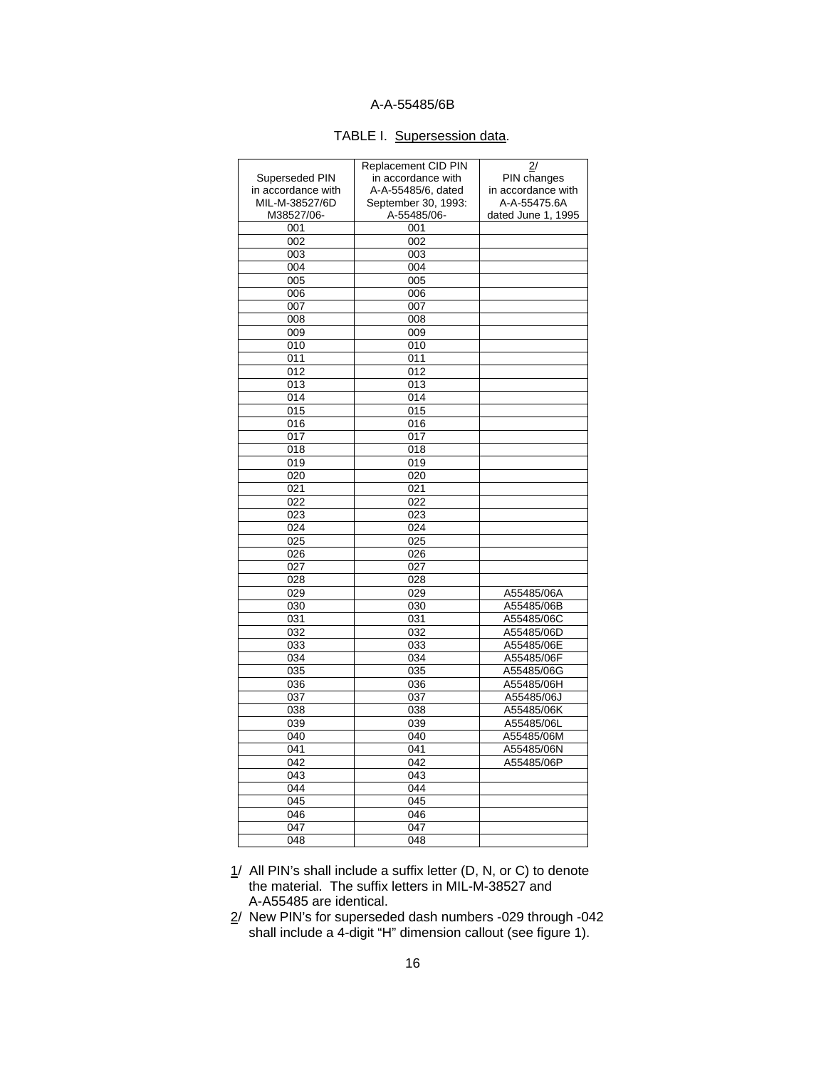A-A-55485/6B

TABLE I. Supersession data.

| Superseded PIN in accordance with MIL-M-38527/6D M38527/06- | Replacement CID PIN in accordance with A-A-55485/6, dated September 30, 1993: A-55485/06- | 2/ PIN changes in accordance with A-A-55475.6A dated June 1, 1995 |
|---|---|---|
| 001 | 001 | |
| 002 | 002 | |
| 003 | 003 | |
| 004 | 004 | |
| 005 | 005 | |
| 006 | 006 | |
| 007 | 007 | |
| 008 | 008 | |
| 009 | 009 | |
| 010 | 010 | |
| 011 | 011 | |
| 012 | 012 | |
| 013 | 013 | |
| 014 | 014 | |
| 015 | 015 | |
| 016 | 016 | |
| 017 | 017 | |
| 018 | 018 | |
| 019 | 019 | |
| 020 | 020 | |
| 021 | 021 | |
| 022 | 022 | |
| 023 | 023 | |
| 024 | 024 | |
| 025 | 025 | |
| 026 | 026 | |
| 027 | 027 | |
| 028 | 028 | |
| 029 | 029 | A55485/06A |
| 030 | 030 | A55485/06B |
| 031 | 031 | A55485/06C |
| 032 | 032 | A55485/06D |
| 033 | 033 | A55485/06E |
| 034 | 034 | A55485/06F |
| 035 | 035 | A55485/06G |
| 036 | 036 | A55485/06H |
| 037 | 037 | A55485/06J |
| 038 | 038 | A55485/06K |
| 039 | 039 | A55485/06L |
| 040 | 040 | A55485/06M |
| 041 | 041 | A55485/06N |
| 042 | 042 | A55485/06P |
| 043 | 043 | |
| 044 | 044 | |
| 045 | 045 | |
| 046 | 046 | |
| 047 | 047 | |
| 048 | 048 | |

1/ All PIN's shall include a suffix letter (D, N, or C) to denote the material. The suffix letters in MIL-M-38527 and A-A55485 are identical.

2/ New PIN's for superseded dash numbers -029 through -042 shall include a 4-digit "H" dimension callout (see figure 1).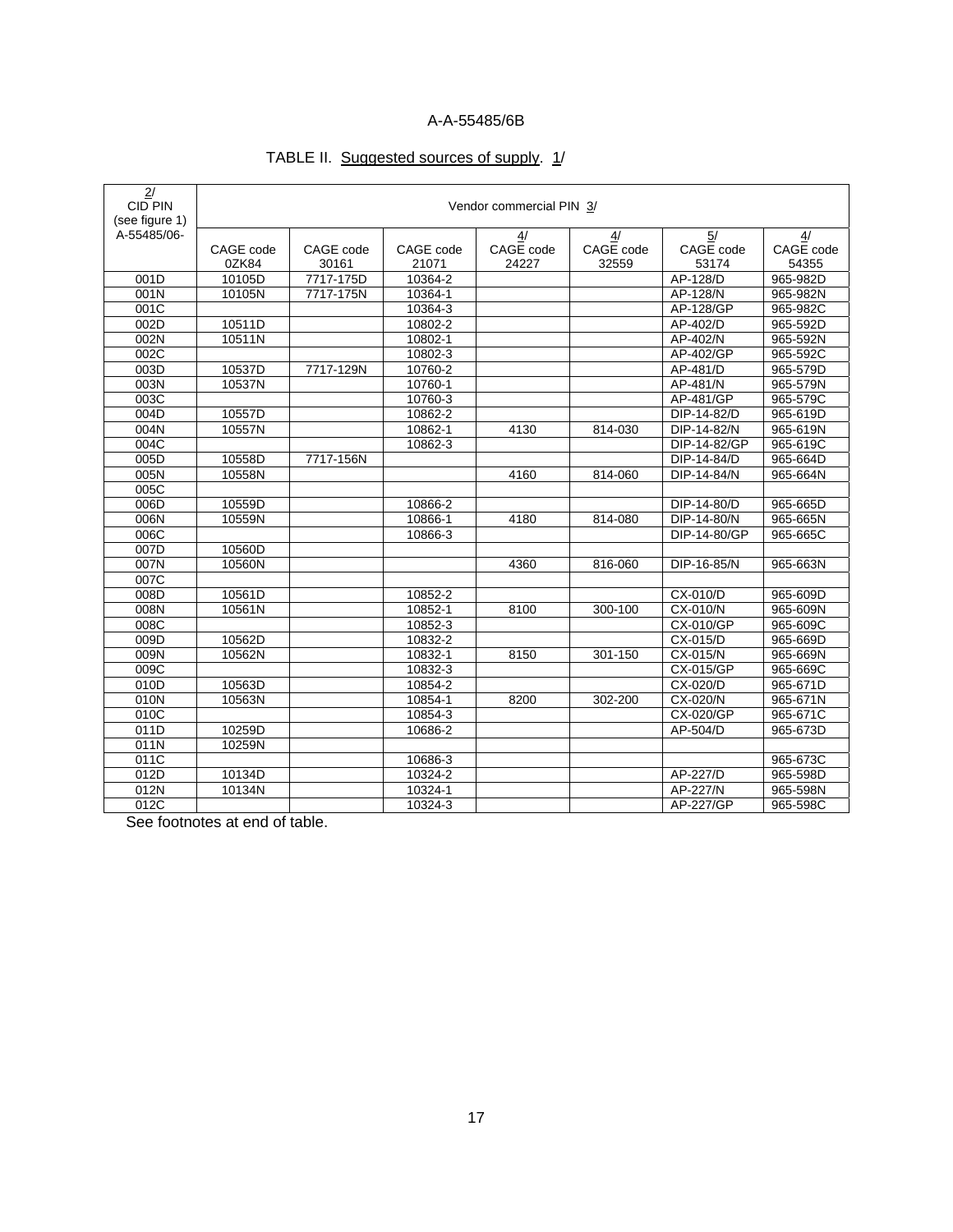A-A-55485/6B

TABLE II. Suggested sources of supply. 1/

| 2/ CID PIN (see figure 1) A-55485/06- | Vendor commercial PIN 3/ | | | | | | |
|---|---|---|---|---|---|---|---|
| | CAGE code 0ZK84 | CAGE code 30161 | CAGE code 21071 | 4/ CAGE code 24227 | 4/ CAGE code 32559 | 5/ CAGE code 53174 | 4/ CAGE code 54355 |
| 001D | 10105D | 7717-175D | 10364-2 | | | AP-128/D | 965-982D |
| 001N | 10105N | 7717-175N | 10364-1 | | | AP-128/N | 965-982N |
| 001C | | | 10364-3 | | | AP-128/GP | 965-982C |
| 002D | 10511D | | 10802-2 | | | AP-402/D | 965-592D |
| 002N | 10511N | | 10802-1 | | | AP-402/N | 965-592N |
| 002C | | | 10802-3 | | | AP-402/GP | 965-592C |
| 003D | 10537D | 7717-129N | 10760-2 | | | AP-481/D | 965-579D |
| 003N | 10537N | | 10760-1 | | | AP-481/N | 965-579N |
| 003C | | | 10760-3 | | | AP-481/GP | 965-579C |
| 004D | 10557D | | 10862-2 | | | DIP-14-82/D | 965-619D |
| 004N | 10557N | | 10862-1 | 4130 | 814-030 | DIP-14-82/N | 965-619N |
| 004C | | | 10862-3 | | | DIP-14-82/GP | 965-619C |
| 005D | 10558D | 7717-156N | | | | DIP-14-84/D | 965-664D |
| 005N | 10558N | | | 4160 | 814-060 | DIP-14-84/N | 965-664N |
| 005C | | | | | | | |
| 006D | 10559D | | 10866-2 | | | DIP-14-80/D | 965-665D |
| 006N | 10559N | | 10866-1 | 4180 | 814-080 | DIP-14-80/N | 965-665N |
| 006C | | | 10866-3 | | | DIP-14-80/GP | 965-665C |
| 007D | 10560D | | | | | | |
| 007N | 10560N | | | 4360 | 816-060 | DIP-16-85/N | 965-663N |
| 007C | | | | | | | |
| 008D | 10561D | | 10852-2 | | | CX-010/D | 965-609D |
| 008N | 10561N | | 10852-1 | 8100 | 300-100 | CX-010/N | 965-609N |
| 008C | | | 10852-3 | | | CX-010/GP | 965-609C |
| 009D | 10562D | | 10832-2 | | | CX-015/D | 965-669D |
| 009N | 10562N | | 10832-1 | 8150 | 301-150 | CX-015/N | 965-669N |
| 009C | | | 10832-3 | | | CX-015/GP | 965-669C |
| 010D | 10563D | | 10854-2 | | | CX-020/D | 965-671D |
| 010N | 10563N | | 10854-1 | 8200 | 302-200 | CX-020/N | 965-671N |
| 010C | | | 10854-3 | | | CX-020/GP | 965-671C |
| 011D | 10259D | | 10686-2 | | | AP-504/D | 965-673D |
| 011N | 10259N | | | | | | |
| 011C | | | 10686-3 | | | | 965-673C |
| 012D | 10134D | | 10324-2 | | | AP-227/D | 965-598D |
| 012N | 10134N | | 10324-1 | | | AP-227/N | 965-598N |
| 012C | | | 10324-3 | | | AP-227/GP | 965-598C |

See footnotes at end of table.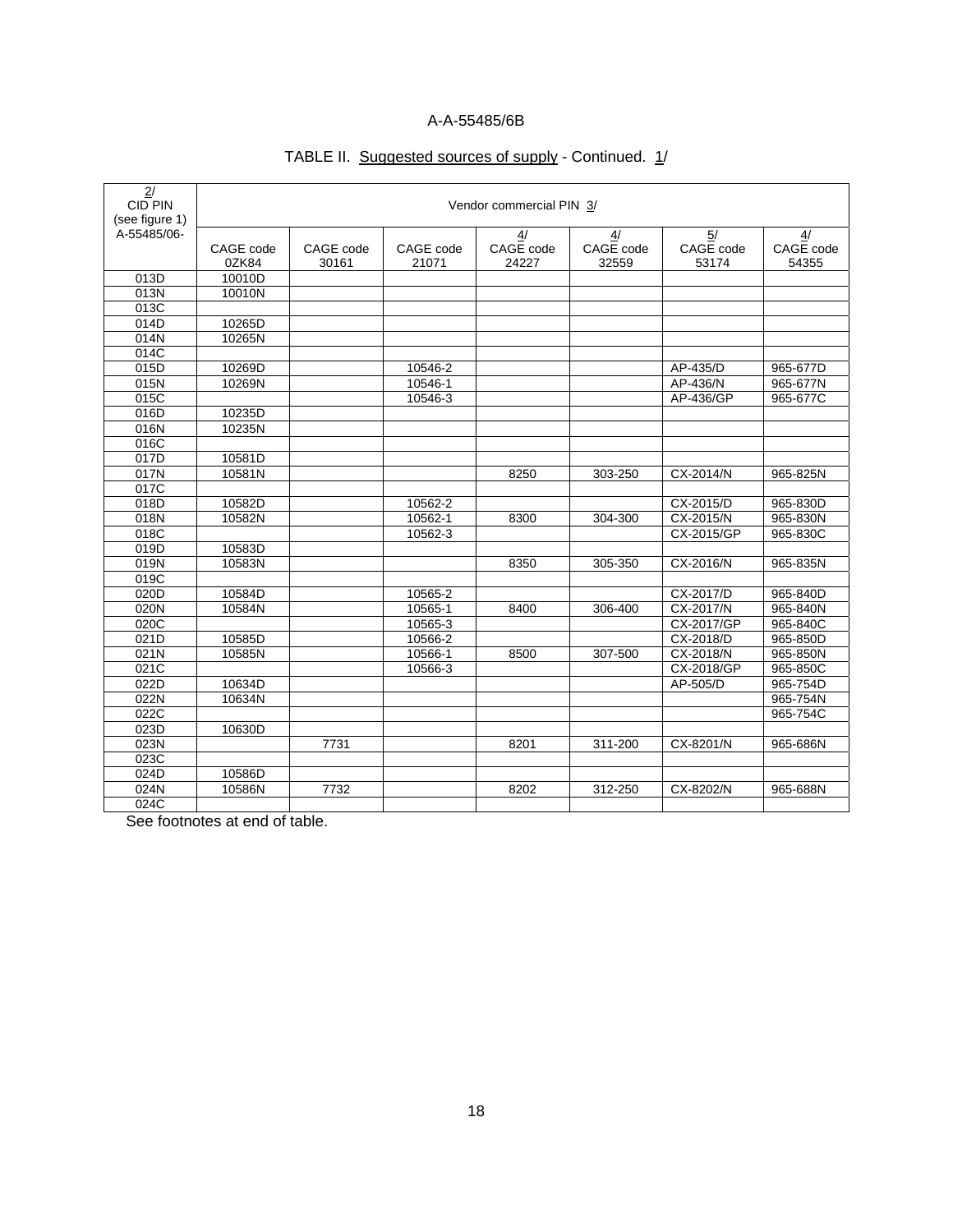A-A-55485/6B

TABLE II. Suggested sources of supply - Continued. 1/

| 2/ CID PIN (see figure 1) A-55485/06- | Vendor commercial PIN 3/ | | | | | |
|---|---|---|---|---|---|---|
| | CAGE code 0ZK84 | CAGE code 30161 | CAGE code 21071 | 4/ CAGE code 24227 | 4/ CAGE code 32559 | 5/ CAGE code 53174 | 4/ CAGE code 54355 |
| 013D | 10010D | | | | | | |
| 013N | 10010N | | | | | | |
| 013C | | | | | | | |
| 014D | 10265D | | | | | | |
| 014N | 10265N | | | | | | |
| 014C | | | | | | | |
| 015D | 10269D | | 10546-2 | | | AP-435/D | 965-677D |
| 015N | 10269N | | 10546-1 | | | AP-436/N | 965-677N |
| 015C | | | 10546-3 | | | AP-436/GP | 965-677C |
| 016D | 10235D | | | | | | |
| 016N | 10235N | | | | | | |
| 016C | | | | | | | |
| 017D | 10581D | | | | | | |
| 017N | 10581N | | | 8250 | 303-250 | CX-2014/N | 965-825N |
| 017C | | | | | | | |
| 018D | 10582D | | 10562-2 | | | CX-2015/D | 965-830D |
| 018N | 10582N | | 10562-1 | 8300 | 304-300 | CX-2015/N | 965-830N |
| 018C | | | 10562-3 | | | CX-2015/GP | 965-830C |
| 019D | 10583D | | | | | | |
| 019N | 10583N | | | 8350 | 305-350 | CX-2016/N | 965-835N |
| 019C | | | | | | | |
| 020D | 10584D | | 10565-2 | | | CX-2017/D | 965-840D |
| 020N | 10584N | | 10565-1 | 8400 | 306-400 | CX-2017/N | 965-840N |
| 020C | | | 10565-3 | | | CX-2017/GP | 965-840C |
| 021D | 10585D | | 10566-2 | | | CX-2018/D | 965-850D |
| 021N | 10585N | | 10566-1 | 8500 | 307-500 | CX-2018/N | 965-850N |
| 021C | | | 10566-3 | | | CX-2018/GP | 965-850C |
| 022D | 10634D | | | | | AP-505/D | 965-754D |
| 022N | 10634N | | | | | | 965-754N |
| 022C | | | | | | | 965-754C |
| 023D | 10630D | | | | | | |
| 023N | | 7731 | | 8201 | 311-200 | CX-8201/N | 965-686N |
| 023C | | | | | | | |
| 024D | 10586D | | | | | | |
| 024N | 10586N | 7732 | | 8202 | 312-250 | CX-8202/N | 965-688N |
| 024C | | | | | | | |

See footnotes at end of table.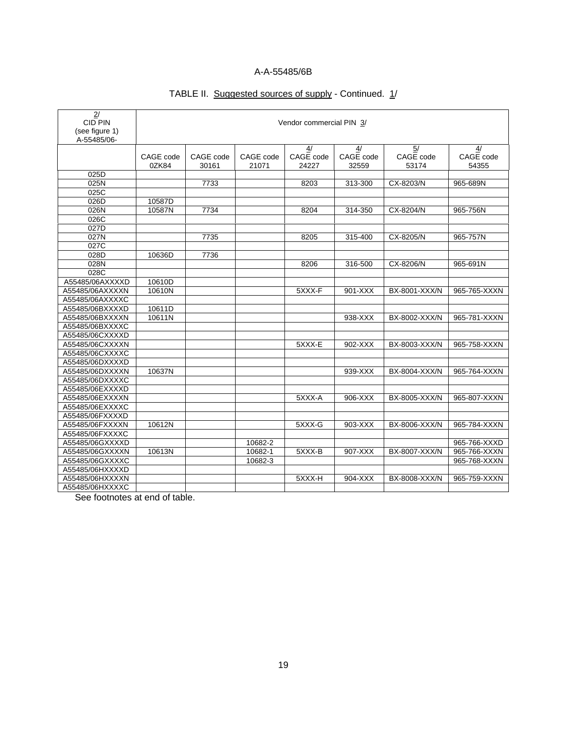A-A-55485/6B

TABLE II. Suggested sources of supply - Continued. 1/

| 2/ CID PIN (see figure 1) A-55485/06- | Vendor commercial PIN 3/ | | | | | | |
|---|---|---|---|---|---|---|---|
| | CAGE code 0ZK84 | CAGE code 30161 | CAGE code 21071 | 4/ CAGE code 24227 | 4/ CAGE code 32559 | 5/ CAGE code 53174 | 4/ CAGE code 54355 |
| 025D | | | | | | | |
| 025N | | 7733 | | 8203 | 313-300 | CX-8203/N | 965-689N |
| 025C | | | | | | | |
| 026D | 10587D | | | | | | |
| 026N | 10587N | 7734 | | 8204 | 314-350 | CX-8204/N | 965-756N |
| 026C | | | | | | | |
| 027D | | | | | | | |
| 027N | | 7735 | | 8205 | 315-400 | CX-8205/N | 965-757N |
| 027C | | | | | | | |
| 028D | 10636D | 7736 | | | | | |
| 028N | | | | 8206 | 316-500 | CX-8206/N | 965-691N |
| 028C | | | | | | | |
| A55485/06AXXXXD | 10610D | | | | | | |
| A55485/06AXXXXN | 10610N | | | 5XXX-F | 901-XXX | BX-8001-XXX/N | 965-765-XXXN |
| A55485/06AXXXXC | | | | | | | |
| A55485/06BXXXXD | 10611D | | | | | | |
| A55485/06BXXXXN | 10611N | | | | 938-XXX | BX-8002-XXX/N | 965-781-XXXN |
| A55485/06BXXXXC | | | | | | | |
| A55485/06CXXXXD | | | | | | | |
| A55485/06CXXXXN | | | | 5XXX-E | 902-XXX | BX-8003-XXX/N | 965-758-XXXN |
| A55485/06CXXXXC | | | | | | | |
| A55485/06DXXXXD | | | | | | | |
| A55485/06DXXXXN | 10637N | | | | 939-XXX | BX-8004-XXX/N | 965-764-XXXN |
| A55485/06DXXXXC | | | | | | | |
| A55485/06EXXXXD | | | | | | | |
| A55485/06EXXXXN | | | | 5XXX-A | 906-XXX | BX-8005-XXX/N | 965-807-XXXN |
| A55485/06EXXXXC | | | | | | | |
| A55485/06FXXXXD | | | | | | | |
| A55485/06FXXXXN | 10612N | | | 5XXX-G | 903-XXX | BX-8006-XXX/N | 965-784-XXXN |
| A55485/06FXXXXC | | | | | | | |
| A55485/06GXXXXD | | | 10682-2 | | | | 965-766-XXXD |
| A55485/06GXXXXN | 10613N | | 10682-1 | 5XXX-B | 907-XXX | BX-8007-XXX/N | 965-766-XXXN |
| A55485/06GXXXXC | | | 10682-3 | | | | 965-768-XXXN |
| A55485/06HXXXXD | | | | | | | |
| A55485/06HXXXXN | | | | 5XXX-H | 904-XXX | BX-8008-XXX/N | 965-759-XXXN |
| A55485/06HXXXXC | | | | | | | |

See footnotes at end of table.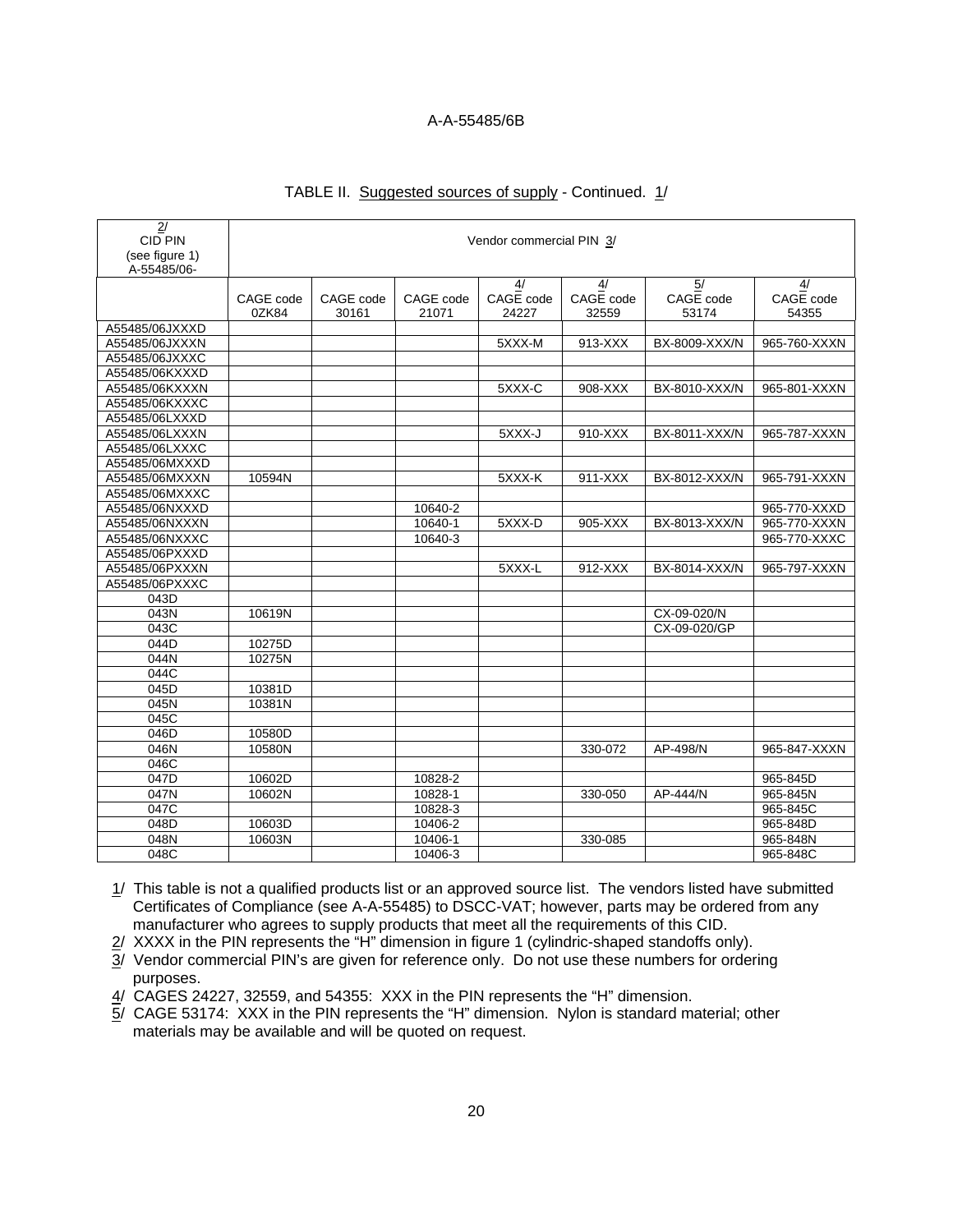TABLE II. Suggested sources of supply - Continued. 1/

| 2/ CID PIN (see figure 1) A-55485/06- | Vendor commercial PIN 3/ | | | | | | |
|---|---|---|---|---|---|---|---|
| | CAGE code 0ZK84 | CAGE code 30161 | CAGE code 21071 | 4/ CAGE code 24227 | 4/ CAGE code 32559 | 5/ CAGE code 53174 | 4/ CAGE code 54355 |
| A55485/06JXXXD | | | | | | | |
| A55485/06JXXXN | | | | 5XXX-M | 913-XXX | BX-8009-XXX/N | 965-760-XXXN |
| A55485/06JXXXC | | | | | | | |
| A55485/06KXXXD | | | | | | | |
| A55485/06KXXXN | | | | 5XXX-C | 908-XXX | BX-8010-XXX/N | 965-801-XXXN |
| A55485/06KXXXC | | | | | | | |
| A55485/06LXXXD | | | | | | | |
| A55485/06LXXXN | | | | 5XXX-J | 910-XXX | BX-8011-XXX/N | 965-787-XXXN |
| A55485/06LXXXC | | | | | | | |
| A55485/06MXXXD | | | | | | | |
| A55485/06MXXXN | 10594N | | | 5XXX-K | 911-XXX | BX-8012-XXX/N | 965-791-XXXN |
| A55485/06MXXXC | | | | | | | |
| A55485/06NXXXD | | | 10640-2 | | | | 965-770-XXXD |
| A55485/06NXXXN | | | 10640-1 | 5XXX-D | 905-XXX | BX-8013-XXX/N | 965-770-XXXN |
| A55485/06NXXXC | | | 10640-3 | | | | 965-770-XXXC |
| A55485/06PXXXD | | | | | | | |
| A55485/06PXXXN | | | | 5XXX-L | 912-XXX | BX-8014-XXX/N | 965-797-XXXN |
| A55485/06PXXXC | | | | | | | |
| 043D | | | | | | | |
| 043N | 10619N | | | | | CX-09-020/N | |
| 043C | | | | | | CX-09-020/GP | |
| 044D | 10275D | | | | | | |
| 044N | 10275N | | | | | | |
| 044C | | | | | | | |
| 045D | 10381D | | | | | | |
| 045N | 10381N | | | | | | |
| 045C | | | | | | | |
| 046D | 10580D | | | | | | |
| 046N | 10580N | | | | 330-072 | AP-498/N | 965-847-XXXN |
| 046C | | | | | | | |
| 047D | 10602D | | 10828-2 | | | | 965-845D |
| 047N | 10602N | | 10828-1 | | 330-050 | AP-444/N | 965-845N |
| 047C | | | 10828-3 | | | | 965-845C |
| 048D | 10603D | | 10406-2 | | | | 965-848D |
| 048N | 10603N | | 10406-1 | | 330-085 | | 965-848N |
| 048C | | | 10406-3 | | | | 965-848C |

1/ This table is not a qualified products list or an approved source list. The vendors listed have submitted Certificates of Compliance (see A-A-55485) to DSCC-VAT; however, parts may be ordered from any manufacturer who agrees to supply products that meet all the requirements of this CID.

2/ XXXX in the PIN represents the "H" dimension in figure 1 (cylindric-shaped standoffs only).

3/ Vendor commercial PIN's are given for reference only. Do not use these numbers for ordering purposes.

4/ CAGES 24227, 32559, and 54355: XXX in the PIN represents the "H" dimension.

5/ CAGE 53174: XXX in the PIN represents the "H" dimension. Nylon is standard material; other materials may be available and will be quoted on request.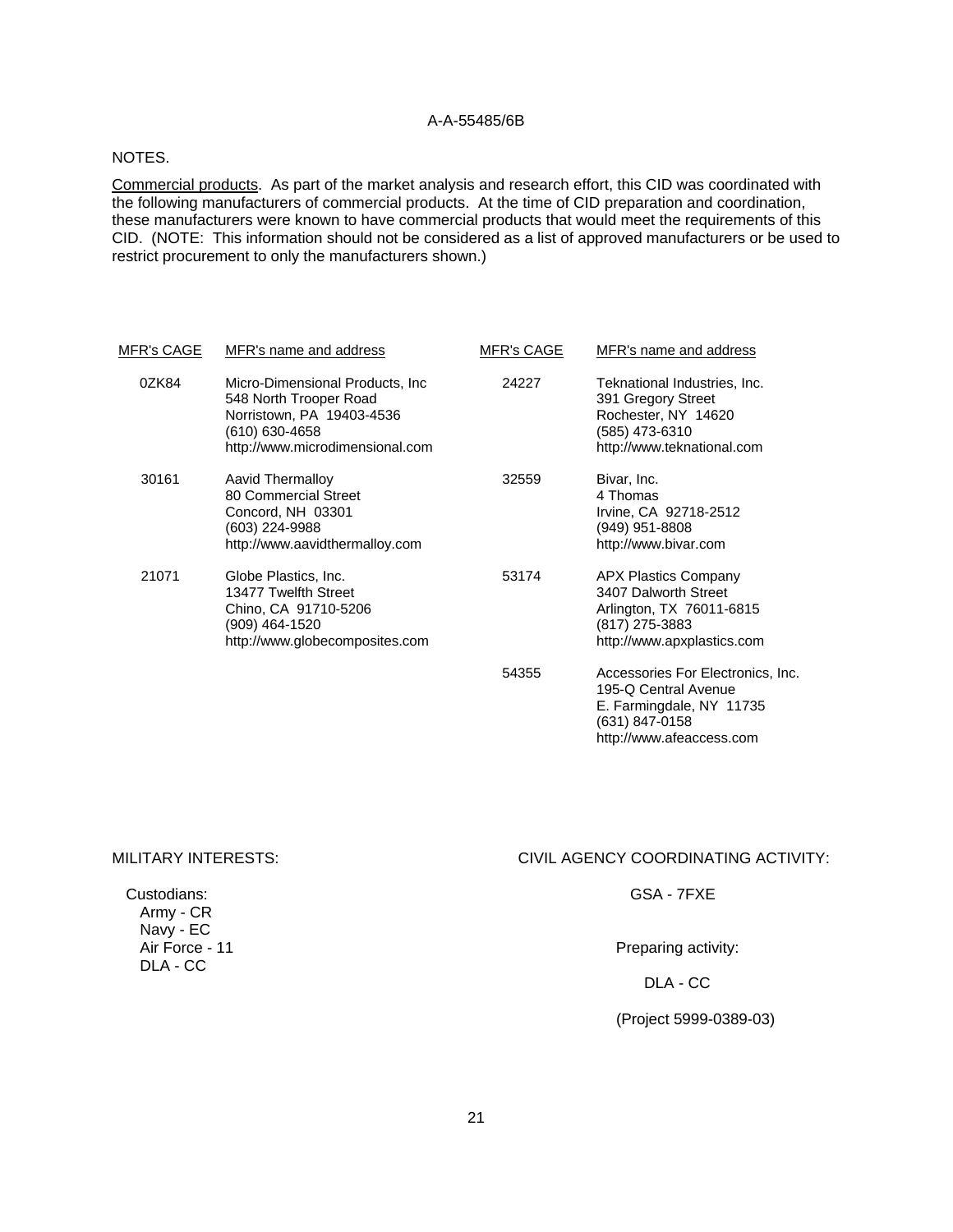NOTES.

Commercial products. As part of the market analysis and research effort, this CID was coordinated with the following manufacturers of commercial products. At the time of CID preparation and coordination, these manufacturers were known to have commercial products that would meet the requirements of this CID. (NOTE: This information should not be considered as a list of approved manufacturers or be used to restrict procurement to only the manufacturers shown.)

| MFR's CAGE | MFR's name and address | MFR's CAGE | MFR's name and address |
|---|---|---|---|
| 0ZK84 | Micro-Dimensional Products, Inc<br>548 North Trooper Road<br>Norristown, PA 19403-4536<br>(610) 630-4658<br>http://www.microdimensional.com | 24227 | Teknational Industries, Inc.<br>391 Gregory Street<br>Rochester, NY 14620<br>(585) 473-6310<br>http://www.teknational.com |
| 30161 | Aavid Thermalloy<br>80 Commercial Street<br>Concord, NH 03301<br>(603) 224-9988<br>http://www.aavidthermalloy.com | 32559 | Bivar, Inc.<br>4 Thomas<br>Irvine, CA 92718-2512<br>(949) 951-8808<br>http://www.bivar.com |
| 21071 | Globe Plastics, Inc.<br>13477 Twelfth Street<br>Chino, CA 91710-5206<br>(909) 464-1520<br>http://www.globecomposites.com | 53174 | APX Plastics Company<br>3407 Dalworth Street<br>Arlington, TX 76011-6815<br>(817) 275-3883<br>http://www.apxplastics.com |
| | | 54355 | Accessories For Electronics, Inc.<br>195-Q Central Avenue<br>E. Farmingdale, NY 11735<br>(631) 847-0158<br>http://www.afeaccess.com |

MILITARY INTERESTS:

Custodians:
- Army - CR
- Navy - EC
- Air Force - 11
- DLA - CC

CIVIL AGENCY COORDINATING ACTIVITY:

GSA - 7FXE

Preparing activity:

DLA - CC

(Project 5999-0389-03)